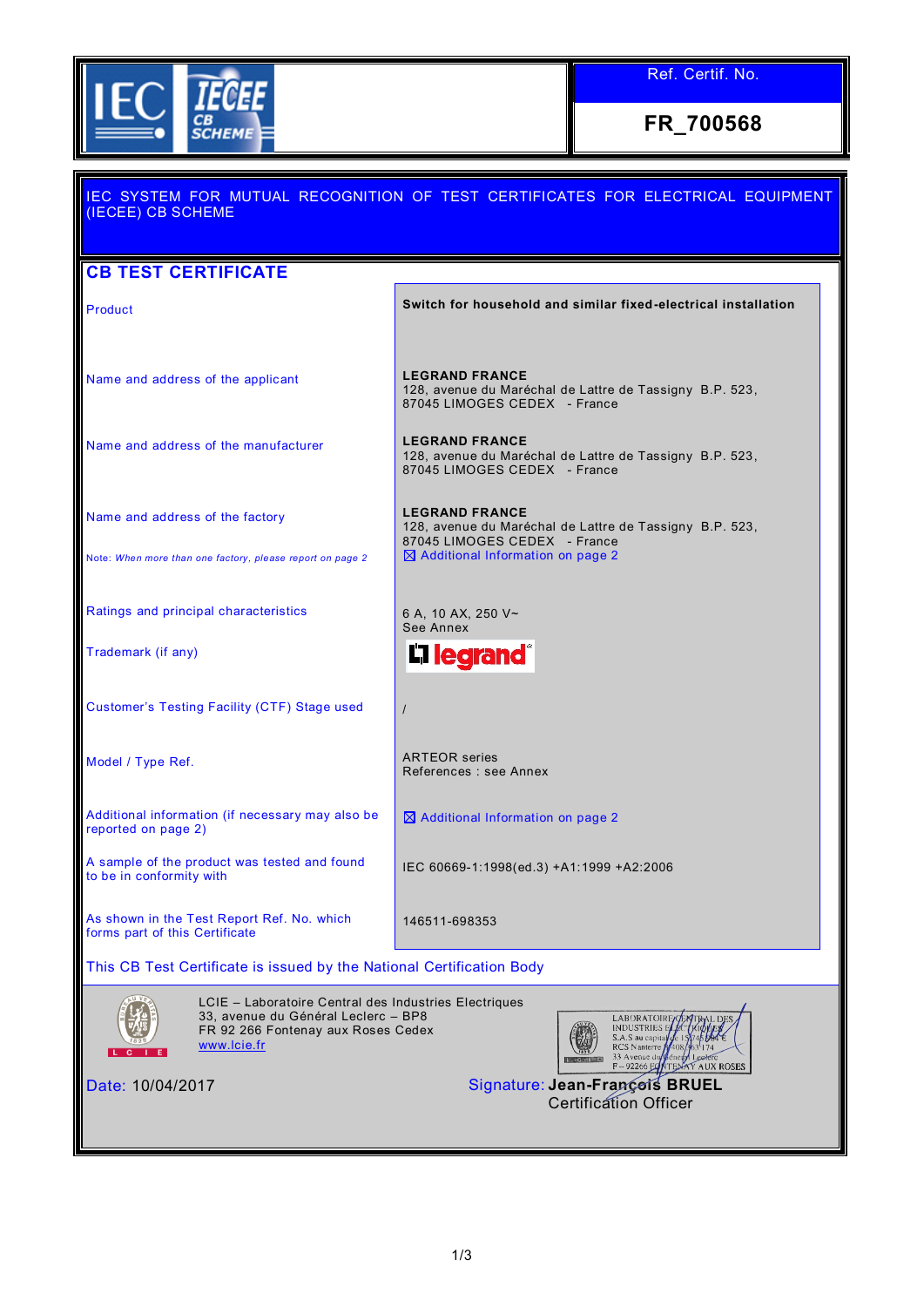Ref. Certif. No.

**FR_700568**

IEC SYSTEM FOR MUTUAL RECOGNITION OF TEST CERTIFICATES FOR ELECTRICAL EQUIPMENT (IECEE) CB SCHEME

# CB TEST CERTIFICATE

| | |
|---|---|
| Product | **Switch for household and similar fixed-electrical installation** |
| Name and address of the applicant | **LEGRAND FRANCE**<br>128, avenue du Maréchal de Lattre de Tassigny B.P. 523, 87045 LIMOGES CEDEX - France |
| Name and address of the manufacturer | **LEGRAND FRANCE**<br>128, avenue du Maréchal de Lattre de Tassigny B.P. 523, 87045 LIMOGES CEDEX - France |
| Name and address of the factory<br><br>Note: *When more than one factory, please report on page 2* | **LEGRAND FRANCE**<br>128, avenue du Maréchal de Lattre de Tassigny B.P. 523, 87045 LIMOGES CEDEX - France<br>☒ Additional Information on page 2 |
| Ratings and principal characteristics | 6 A, 10 AX, 250 V~<br>See Annex |
| Trademark (if any) | legrand |
| Customer's Testing Facility (CTF) Stage used | / |
| Model / Type Ref. | ARTEOR series<br>References : see Annex |
| Additional information (if necessary may also be reported on page 2) | ☒ Additional Information on page 2 |
| A sample of the product was tested and found to be in conformity with | IEC 60669-1:1998(ed.3) +A1:1999 +A2:2006 |
| As shown in the Test Report Ref. No. which forms part of this Certificate | 146511-698353 |

This CB Test Certificate is issued by the National Certification Body

LCIE – Laboratoire Central des Industries Electriques
33, avenue du Général Leclerc – BP8
FR 92 266 Fontenay aux Roses Cedex
www.lcie.fr

LABORATOIRE CENTRAL DES INDUSTRIES ELECTRIQUES
S.A.S au capital de 15 745 984 €
RCS Nanterre B 408 363 174
33 Avenue du Général Leclerc
F - 92266 FONTENAY AUX ROSES

Date: 10/04/2017

Signature: **Jean-François BRUEL**
Certification Officer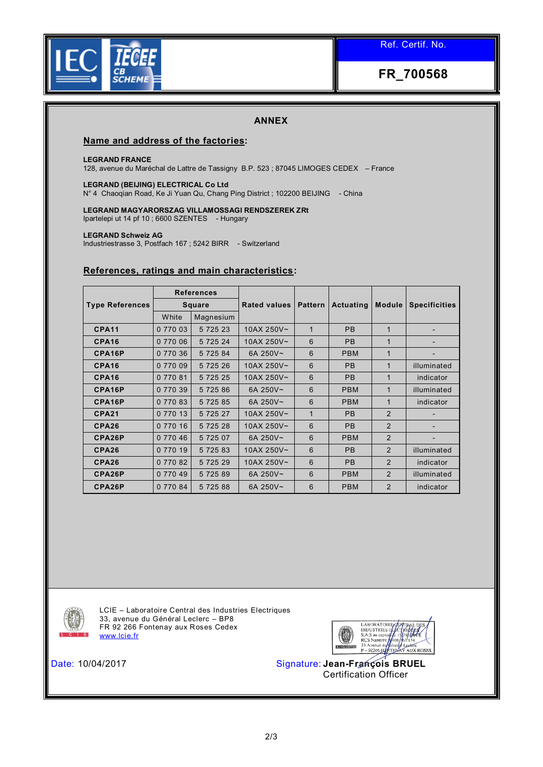Ref. Certif. No.

**FR_700568**

## ANNEX

### Name and address of the factories:

**LEGRAND FRANCE**
128, avenue du Maréchal de Lattre de Tassigny B.P. 523 ; 87045 LIMOGES CEDEX – France

**LEGRAND (BEIJING) ELECTRICAL Co Ltd**
N° 4 Chaoqian Road, Ke Ji Yuan Qu, Chang Ping District ; 102200 BEIJING - China

**LEGRAND MAGYARORSZAG VILLAMOSSAGI RENDSZEREK ZRt**
Ipartelepi ut 14 pf 10 ; 6600 SZENTES - Hungary

**LEGRAND Schweiz AG**
Industriestrasse 3, Postfach 167 ; 5242 BIRR - Switzerland

### References, ratings and main characteristics:

| Type References | References | | Rated values | Pattern | Actuating | Module | Specificities |
|---|---|---|---|---|---|---|---|
| | Square | | | | | | |
| | White | Magnesium | | | | | |
| **CPA11** | 0 770 03 | 5 725 23 | 10AX 250V~ | 1 | PB | 1 | - |
| **CPA16** | 0 770 06 | 5 725 24 | 10AX 250V~ | 6 | PB | 1 | - |
| **CPA16P** | 0 770 36 | 5 725 84 | 6A 250V~ | 6 | PBM | 1 | - |
| **CPA16** | 0 770 09 | 5 725 26 | 10AX 250V~ | 6 | PB | 1 | illuminated |
| **CPA16** | 0 770 81 | 5 725 25 | 10AX 250V~ | 6 | PB | 1 | indicator |
| **CPA16P** | 0 770 39 | 5 725 86 | 6A 250V~ | 6 | PBM | 1 | illuminated |
| **CPA16P** | 0 770 83 | 5 725 85 | 6A 250V~ | 6 | PBM | 1 | indicator |
| **CPA21** | 0 770 13 | 5 725 27 | 10AX 250V~ | 1 | PB | 2 | - |
| **CPA26** | 0 770 16 | 5 725 28 | 10AX 250V~ | 6 | PB | 2 | - |
| **CPA26P** | 0 770 46 | 5 725 07 | 6A 250V~ | 6 | PBM | 2 | - |
| **CPA26** | 0 770 19 | 5 725 83 | 10AX 250V~ | 6 | PB | 2 | illuminated |
| **CPA26** | 0 770 82 | 5 725 29 | 10AX 250V~ | 6 | PB | 2 | indicator |
| **CPA26P** | 0 770 49 | 5 725 89 | 6A 250V~ | 6 | PBM | 2 | illuminated |
| **CPA26P** | 0 770 84 | 5 725 88 | 6A 250V~ | 6 | PBM | 2 | indicator |

LCIE – Laboratoire Central des Industries Electriques
33, avenue du Général Leclerc – BP8
FR 92 266 Fontenay aux Roses Cedex
www.lcie.fr

LABORATOIRE CENTRAL DES INDUSTRIES ELECTRIQUES
S.A.S au capital de 15 745 984 €
RCS Nanterre B 408 363 174
33 Avenue du Général Leclerc
F – 92260 FONTENAY AUX ROSES

Date: 10/04/2017

Signature: **Jean-François BRUEL**
Certification Officer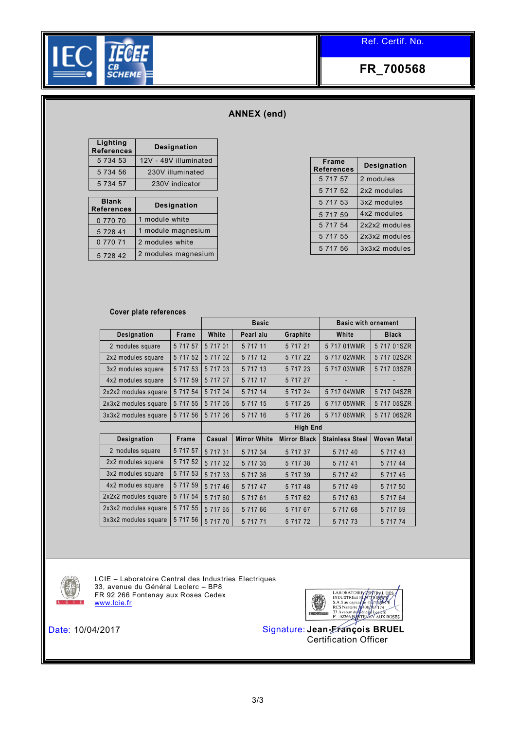Ref. Certif. No.

**FR_700568**

## ANNEX (end)

| Lighting References | Designation |
|---|---|
| 5 734 53 | 12V - 48V illuminated |
| 5 734 56 | 230V illuminated |
| 5 734 57 | 230V indicator |

| Blank References | Designation |
|---|---|
| 0 770 70 | 1 module white |
| 5 728 41 | 1 module magnesium |
| 0 770 71 | 2 modules white |
| 5 728 42 | 2 modules magnesium |

| Frame References | Designation |
|---|---|
| 5 717 57 | 2 modules |
| 5 717 52 | 2x2 modules |
| 5 717 53 | 3x2 modules |
| 5 717 59 | 4x2 modules |
| 5 717 54 | 2x2x2 modules |
| 5 717 55 | 2x3x2 modules |
| 5 717 56 | 3x3x2 modules |

**Cover plate references**

| | | Basic | | | Basic with ornement | |
|---|---|---|---|---|---|---|
| **Designation** | **Frame** | **White** | **Pearl alu** | **Graphite** | **White** | **Black** |
| 2 modules square | 5 717 57 | 5 717 01 | 5 717 11 | 5 717 21 | 5 717 01WMR | 5 717 01SZR |
| 2x2 modules square | 5 717 52 | 5 717 02 | 5 717 12 | 5 717 22 | 5 717 02WMR | 5 717 02SZR |
| 3x2 modules square | 5 717 53 | 5 717 03 | 5 717 13 | 5 717 23 | 5 717 03WMR | 5 717 03SZR |
| 4x2 modules square | 5 717 59 | 5 717 07 | 5 717 17 | 5 717 27 | - | - |
| 2x2x2 modules square | 5 717 54 | 5 717 04 | 5 717 14 | 5 717 24 | 5 717 04WMR | 5 717 04SZR |
| 2x3x2 modules square | 5 717 55 | 5 717 05 | 5 717 15 | 5 717 25 | 5 717 05WMR | 5 717 05SZR |
| 3x3x2 modules square | 5 717 56 | 5 717 06 | 5 717 16 | 5 717 26 | 5 717 06WMR | 5 717 06SZR |
| | | High End | | | | |
| **Designation** | **Frame** | **Casual** | **Mirror White** | **Mirror Black** | **Stainless Steel** | **Woven Metal** |
| 2 modules square | 5 717 57 | 5 717 31 | 5 717 34 | 5 717 37 | 5 717 40 | 5 717 43 |
| 2x2 modules square | 5 717 52 | 5 717 32 | 5 717 35 | 5 717 38 | 5 717 41 | 5 717 44 |
| 3x2 modules square | 5 717 53 | 5 717 33 | 5 717 36 | 5 717 39 | 5 717 42 | 5 717 45 |
| 4x2 modules square | 5 717 59 | 5 717 46 | 5 717 47 | 5 717 48 | 5 717 49 | 5 717 50 |
| 2x2x2 modules square | 5 717 54 | 5 717 60 | 5 717 61 | 5 717 62 | 5 717 63 | 5 717 64 |
| 2x3x2 modules square | 5 717 55 | 5 717 65 | 5 717 66 | 5 717 67 | 5 717 68 | 5 717 69 |
| 3x3x2 modules square | 5 717 56 | 5 717 70 | 5 717 71 | 5 717 72 | 5 717 73 | 5 717 74 |

LCIE – Laboratoire Central des Industries Electriques
33, avenue du Général Leclerc – BP8
FR 92 266 Fontenay aux Roses Cedex
www.lcie.fr

LABORATOIRE CENTRAL DES INDUSTRIES ELECTRIQUES
S.A.S au capital de 15 745 984 €
RCS Nanterre B 408 363 174
33 Avenue du Général Leclerc
F – 92266 FONTENAY AUX ROSES

Date: 10/04/2017

Signature: **Jean-François BRUEL**
Certification Officer